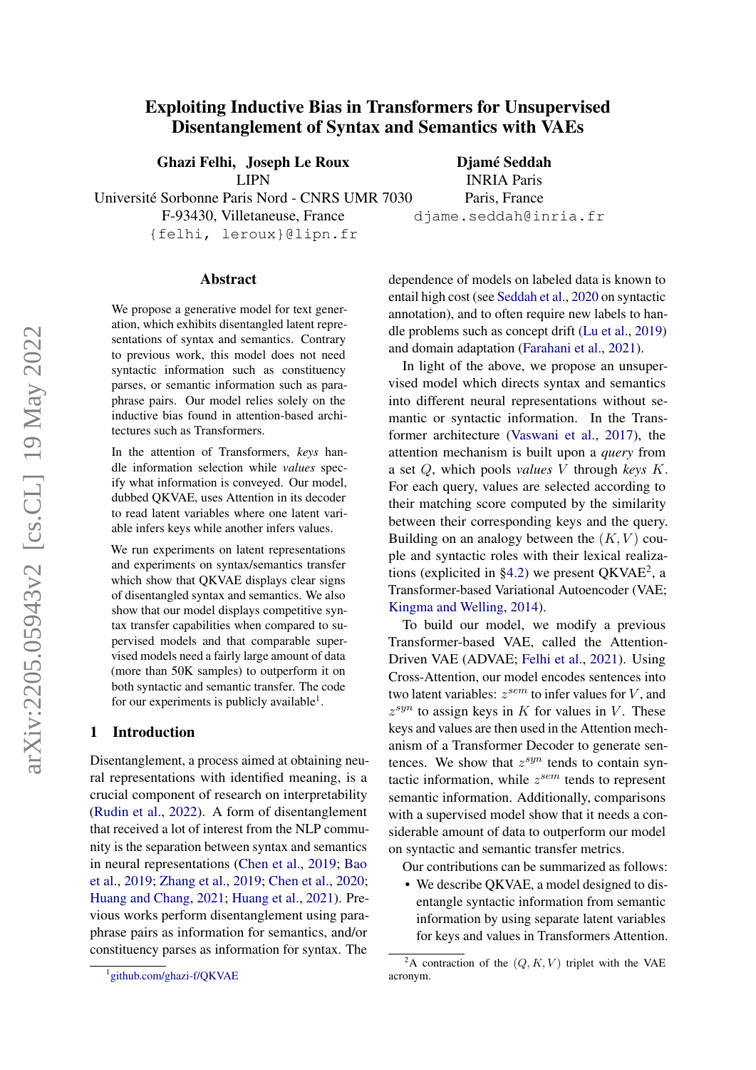# Exploiting Inductive Bias in Transformers for Unsupervised Disentanglement of Syntax and Semantics with VAEs

**Ghazi Felhi, Joseph Le Roux**
LIPN
Université Sorbonne Paris Nord - CNRS UMR 7030
F-93430, Villetaneuse, France
{felhi, leroux}@lipn.fr

**Djamé Seddah**
INRIA Paris
Paris, France
djame.seddah@inria.fr

## Abstract

We propose a generative model for text generation, which exhibits disentangled latent representations of syntax and semantics. Contrary to previous work, this model does not need syntactic information such as constituency parses, or semantic information such as paraphrase pairs. Our model relies solely on the inductive bias found in attention-based architectures such as Transformers.

In the attention of Transformers, *keys* handle information selection while *values* specify what information is conveyed. Our model, dubbed QKVAE, uses Attention in its decoder to read latent variables where one latent variable infers keys while another infers values.

We run experiments on latent representations and experiments on syntax/semantics transfer which show that QKVAE displays clear signs of disentangled syntax and semantics. We also show that our model displays competitive syntax transfer capabilities when compared to supervised models and that comparable supervised models need a fairly large amount of data (more than 50K samples) to outperform it on both syntactic and semantic transfer. The code for our experiments is publicly available[1].

## 1 Introduction

Disentanglement, a process aimed at obtaining neural representations with identified meaning, is a crucial component of research on interpretability (Rudin et al., 2022). A form of disentanglement that received a lot of interest from the NLP community is the separation between syntax and semantics in neural representations (Chen et al., 2019; Bao et al., 2019; Zhang et al., 2019; Chen et al., 2020; Huang and Chang, 2021; Huang et al., 2021). Previous works perform disentanglement using paraphrase pairs as information for semantics, and/or constituency parses as information for syntax. The dependence of models on labeled data is known to entail high cost (see Seddah et al., 2020 on syntactic annotation), and to often require new labels to handle problems such as concept drift (Lu et al., 2019) and domain adaptation (Farahani et al., 2021).

In light of the above, we propose an unsupervised model which directs syntax and semantics into different neural representations without semantic or syntactic information. In the Transformer architecture (Vaswani et al., 2017), the attention mechanism is built upon a *query* from a set $Q$, which pools *values* $V$ through *keys* $K$. For each query, values are selected according to their matching score computed by the similarity between their corresponding keys and the query. Building on an analogy between the $(K, V)$ couple and syntactic roles with their lexical realizations (explicited in §4.2) we present QKVAE[2], a Transformer-based Variational Autoencoder (VAE; Kingma and Welling, 2014).

To build our model, we modify a previous Transformer-based VAE, called the Attention-Driven VAE (ADVAE; Felhi et al., 2021). Using Cross-Attention, our model encodes sentences into two latent variables: $z^{sem}$ to infer values for $V$, and $z^{syn}$ to assign keys in $K$ for values in $V$. These keys and values are then used in the Attention mechanism of a Transformer Decoder to generate sentences. We show that $z^{syn}$ tends to contain syntactic information, while $z^{sem}$ tends to represent semantic information. Additionally, comparisons with a supervised model show that it needs a considerable amount of data to outperform our model on syntactic and semantic transfer metrics.

Our contributions can be summarized as follows:

- We describe QKVAE, a model designed to disentangle syntactic information from semantic information by using separate latent variables for keys and values in Transformers Attention.

[1] github.com/ghazi-f/QKVAE

[2] A contraction of the $(Q, K, V)$ triplet with the VAE acronym.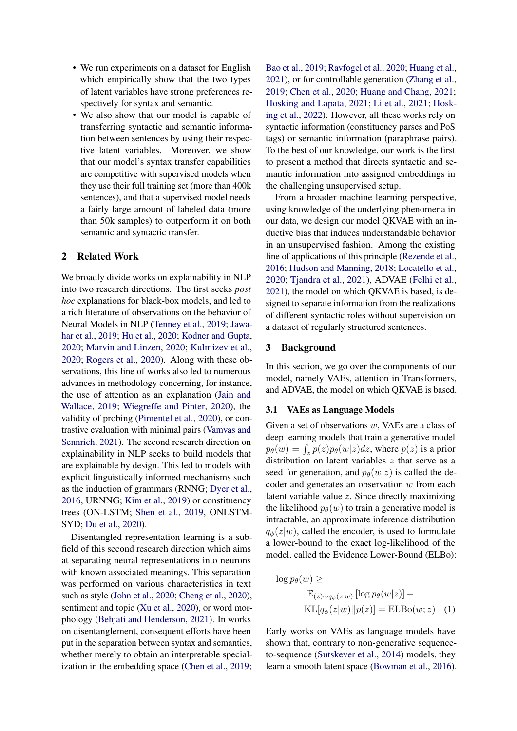- We run experiments on a dataset for English which empirically show that the two types of latent variables have strong preferences respectively for syntax and semantic.
- We also show that our model is capable of transferring syntactic and semantic information between sentences by using their respective latent variables. Moreover, we show that our model's syntax transfer capabilities are competitive with supervised models when they use their full training set (more than 400k sentences), and that a supervised model needs a fairly large amount of labeled data (more than 50k samples) to outperform it on both semantic and syntactic transfer.

## 2 Related Work

We broadly divide works on explainability in NLP into two research directions. The first seeks *post hoc* explanations for black-box models, and led to a rich literature of observations on the behavior of Neural Models in NLP (Tenney et al., 2019; Jawahar et al., 2019; Hu et al., 2020; Kodner and Gupta, 2020; Marvin and Linzen, 2020; Kulmizev et al., 2020; Rogers et al., 2020). Along with these observations, this line of works also led to numerous advances in methodology concerning, for instance, the use of attention as an explanation (Jain and Wallace, 2019; Wiegreffe and Pinter, 2020), the validity of probing (Pimentel et al., 2020), or contrastive evaluation with minimal pairs (Vamvas and Sennrich, 2021). The second research direction on explainability in NLP seeks to build models that are explainable by design. This led to models with explicit linguistically informed mechanisms such as the induction of grammars (RNNG; Dyer et al., 2016, URNNG; Kim et al., 2019) or constituency trees (ON-LSTM; Shen et al., 2019, ONLSTM-SYD; Du et al., 2020).

Disentangled representation learning is a subfield of this second research direction which aims at separating neural representations into neurons with known associated meanings. This separation was performed on various characteristics in text such as style (John et al., 2020; Cheng et al., 2020), sentiment and topic (Xu et al., 2020), or word morphology (Behjati and Henderson, 2021). In works on disentanglement, consequent efforts have been put in the separation between syntax and semantics, whether merely to obtain an interpretable specialization in the embedding space (Chen et al., 2019; Bao et al., 2019; Ravfogel et al., 2020; Huang et al., 2021), or for controllable generation (Zhang et al., 2019; Chen et al., 2020; Huang and Chang, 2021; Hosking and Lapata, 2021; Li et al., 2021; Hosking et al., 2022). However, all these works rely on syntactic information (constituency parses and PoS tags) or semantic information (paraphrase pairs). To the best of our knowledge, our work is the first to present a method that directs syntactic and semantic information into assigned embeddings in the challenging unsupervised setup.

From a broader machine learning perspective, using knowledge of the underlying phenomena in our data, we design our model QKVAE with an inductive bias that induces understandable behavior in an unsupervised fashion. Among the existing line of applications of this principle (Rezende et al., 2016; Hudson and Manning, 2018; Locatello et al., 2020; Tjandra et al., 2021), ADVAE (Felhi et al., 2021), the model on which QKVAE is based, is designed to separate information from the realizations of different syntactic roles without supervision on a dataset of regularly structured sentences.

## 3 Background

In this section, we go over the components of our model, namely VAEs, attention in Transformers, and ADVAE, the model on which QKVAE is based.

### 3.1 VAEs as Language Models

Given a set of observations $w$, VAEs are a class of deep learning models that train a generative model $p_\theta(w) = \int_z p(z)p_\theta(w|z)dz$, where $p(z)$ is a prior distribution on latent variables $z$ that serve as a seed for generation, and $p_\theta(w|z)$ is called the decoder and generates an observation $w$ from each latent variable value $z$. Since directly maximizing the likelihood $p_\theta(w)$ to train a generative model is intractable, an approximate inference distribution $q_\phi(z|w)$, called the encoder, is used to formulate a lower-bound to the exact log-likelihood of the model, called the Evidence Lower-Bound (ELBo):

$$\log p_\theta(w) \geq \mathbb{E}_{(z)\sim q_\phi(z|w)}\left[\log p_\theta(w|z)\right] - \mathrm{KL}[q_\phi(z|w)||p(z)] = \mathrm{ELBo}(w;z) \quad (1)$$

Early works on VAEs as language models have shown that, contrary to non-generative sequence-to-sequence (Sutskever et al., 2014) models, they learn a smooth latent space (Bowman et al., 2016).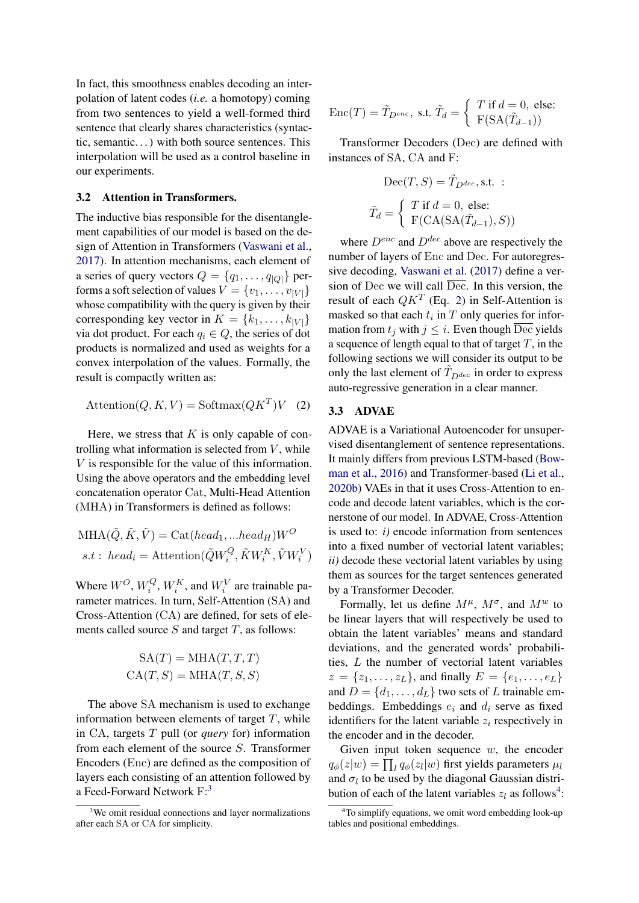In fact, this smoothness enables decoding an interpolation of latent codes (*i.e.* a homotopy) coming from two sentences to yield a well-formed third sentence that clearly shares characteristics (syntactic, semantic…) with both source sentences. This interpolation will be used as a control baseline in our experiments.

### 3.2 Attention in Transformers.

The inductive bias responsible for the disentanglement capabilities of our model is based on the design of Attention in Transformers (Vaswani et al., 2017). In attention mechanisms, each element of a series of query vectors $Q = \{q_1, \ldots, q_{|Q|}\}$ performs a soft selection of values $V = \{v_1, \ldots, v_{|V|}\}$ whose compatibility with the query is given by their corresponding key vector in $K = \{k_1, \ldots, k_{|V|}\}$ via dot product. For each $q_i \in Q$, the series of dot products is normalized and used as weights for a convex interpolation of the values. Formally, the result is compactly written as:

$$\text{Attention}(Q, K, V) = \text{Softmax}(QK^T)V \quad (2)$$

Here, we stress that $K$ is only capable of controlling what information is selected from $V$, while $V$ is responsible for the value of this information. Using the above operators and the embedding level concatenation operator Cat, Multi-Head Attention (MHA) in Transformers is defined as follows:

$$\text{MHA}(\tilde{Q}, \tilde{K}, \tilde{V}) = \text{Cat}(head_1, ...head_H)W^O$$
$$s.t:\ head_i = \text{Attention}(\tilde{Q}W_i^Q, \tilde{K}W_i^K, \tilde{V}W_i^V)$$

Where $W^O$, $W_i^Q$, $W_i^K$, and $W_i^V$ are trainable parameter matrices. In turn, Self-Attention (SA) and Cross-Attention (CA) are defined, for sets of elements called source $S$ and target $T$, as follows:

$$\text{SA}(T) = \text{MHA}(T, T, T)$$
$$\text{CA}(T, S) = \text{MHA}(T, S, S)$$

The above SA mechanism is used to exchange information between elements of target $T$, while in CA, targets $T$ pull (or *query* for) information from each element of the source $S$. Transformer Encoders (Enc) are defined as the composition of layers each consisting of an attention followed by a Feed-Forward Network F:[3]

[3] We omit residual connections and layer normalizations after each SA or CA for simplicity.

$$\text{Enc}(T) = \tilde{T}_{D^{enc}},\ \text{s.t.}\ \tilde{T}_d = \begin{cases} T \text{ if } d = 0, \text{ else:} \\ \text{F}(\text{SA}(\tilde{T}_{d-1})) \end{cases}$$

Transformer Decoders (Dec) are defined with instances of SA, CA and F:

$$\text{Dec}(T, S) = \tilde{T}_{D^{dec}}, \text{s.t.}\ :$$
$$\tilde{T}_d = \begin{cases} T \text{ if } d = 0, \text{ else:} \\ \text{F}(\text{CA}(\text{SA}(\tilde{T}_{d-1}), S)) \end{cases}$$

where $D^{enc}$ and $D^{dec}$ above are respectively the number of layers of Enc and Dec. For autoregressive decoding, Vaswani et al. (2017) define a version of Dec we will call $\overline{\text{Dec}}$. In this version, the result of each $QK^T$ (Eq. 2) in Self-Attention is masked so that each $t_i$ in $T$ only queries for information from $t_j$ with $j \leq i$. Even though $\overline{\text{Dec}}$ yields a sequence of length equal to that of target $T$, in the following sections we will consider its output to be only the last element of $\tilde{T}_{D^{dec}}$ in order to express auto-regressive generation in a clear manner.

### 3.3 ADVAE

ADVAE is a Variational Autoencoder for unsupervised disentanglement of sentence representations. It mainly differs from previous LSTM-based (Bowman et al., 2016) and Transformer-based (Li et al., 2020b) VAEs in that it uses Cross-Attention to encode and decode latent variables, which is the cornerstone of our model. In ADVAE, Cross-Attention is used to: *i)* encode information from sentences into a fixed number of vectorial latent variables; *ii)* decode these vectorial latent variables by using them as sources for the target sentences generated by a Transformer Decoder.

Formally, let us define $M^\mu$, $M^\sigma$, and $M^w$ to be linear layers that will respectively be used to obtain the latent variables' means and standard deviations, and the generated words' probabilities, $L$ the number of vectorial latent variables $z = \{z_1, \ldots, z_L\}$, and finally $E = \{e_1, \ldots, e_L\}$ and $D = \{d_1, \ldots, d_L\}$ two sets of $L$ trainable embeddings. Embeddings $e_i$ and $d_i$ serve as fixed identifiers for the latent variable $z_i$ respectively in the encoder and in the decoder.

Given input token sequence $w$, the encoder $q_\phi(z|w) = \prod_l q_\phi(z_l|w)$ first yields parameters $\mu_l$ and $\sigma_l$ to be used by the diagonal Gaussian distribution of each of the latent variables $z_l$ as follows[4]:

[4] To simplify equations, we omit word embedding look-up tables and positional embeddings.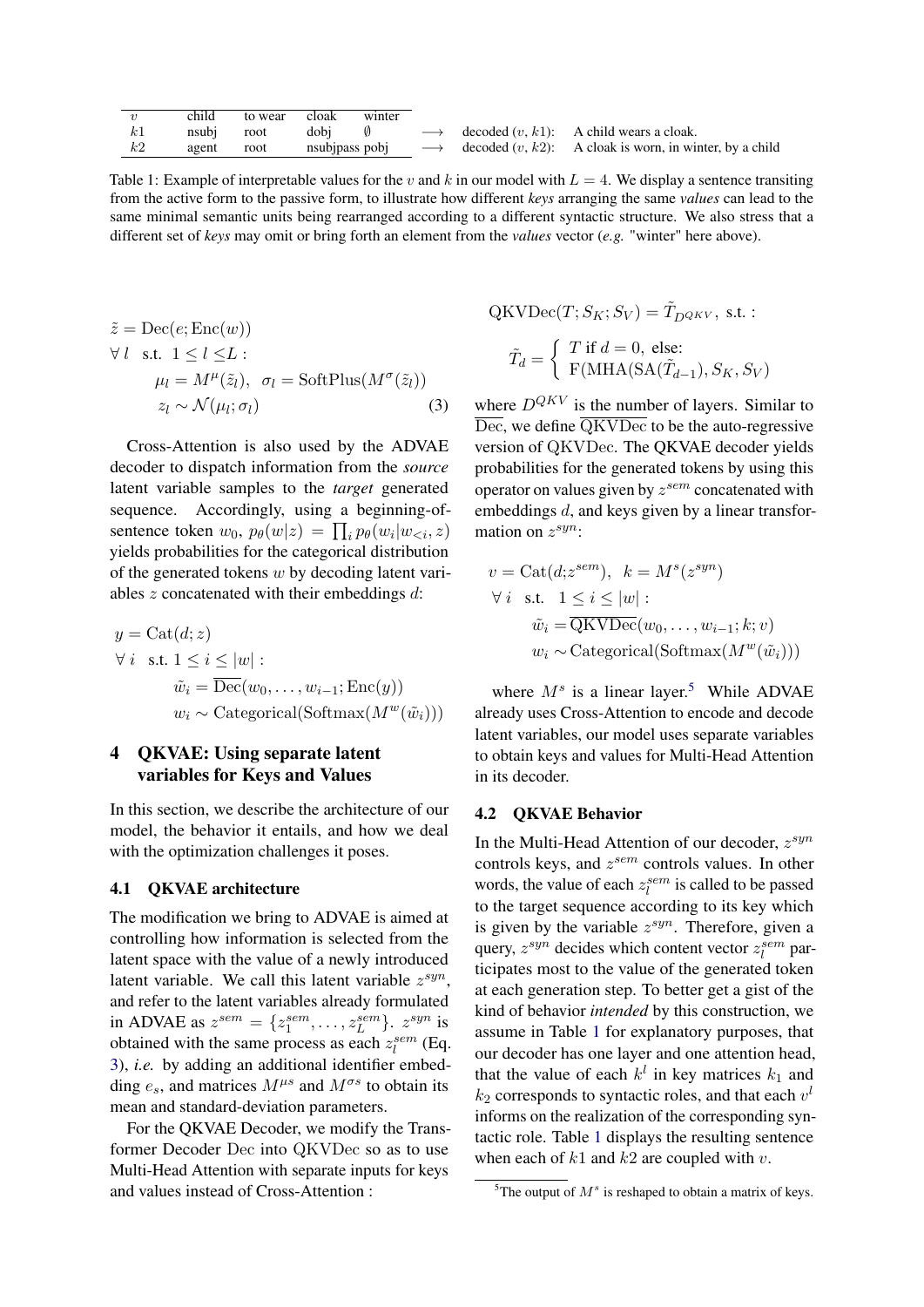| $v$ | child | to wear | cloak | winter | | | |
|---|---|---|---|---|---|---|---|
| $k1$ | nsubj | root | dobj | $\emptyset$ | $\longrightarrow$ | decoded $(v, k1)$: | A child wears a cloak. |
| $k2$ | agent | root | nsubjpass | pobj | $\longrightarrow$ | decoded $(v, k2)$: | A cloak is worn, in winter, by a child |

Table 1: Example of interpretable values for the $v$ and $k$ in our model with $L = 4$. We display a sentence transiting from the active form to the passive form, to illustrate how different *keys* arranging the same *values* can lead to the same minimal semantic units being rearranged according to a different syntactic structure. We also stress that a different set of *keys* may omit or bring forth an element from the *values* vector (*e.g.* "winter" here above).

$$
\begin{aligned}
&\tilde{z} = \mathrm{Dec}(e; \mathrm{Enc}(w)) \\
&\forall\, l \ \ \text{s.t.}\ \ 1 \leq l \leq L : \\
&\qquad \mu_l = M^{\mu}(\tilde{z}_l),\ \ \sigma_l = \mathrm{SoftPlus}(M^{\sigma}(\tilde{z}_l)) \\
&\qquad z_l \sim \mathcal{N}(\mu_l; \sigma_l) \qquad (3)
\end{aligned}
$$

Cross-Attention is also used by the ADVAE decoder to dispatch information from the *source* latent variable samples to the *target* generated sequence. Accordingly, using a beginning-of-sentence token $w_0$, $p_\theta(w|z) = \prod_i p_\theta(w_i|w_{<i}, z)$ yields probabilities for the categorical distribution of the generated tokens $w$ by decoding latent variables $z$ concatenated with their embeddings $d$:

$$
\begin{aligned}
&y = \mathrm{Cat}(d; z) \\
&\forall\, i \ \ \text{s.t.}\ 1 \leq i \leq |w| : \\
&\qquad \tilde{w}_i = \overline{\mathrm{Dec}}(w_0, \ldots, w_{i-1}; \mathrm{Enc}(y)) \\
&\qquad w_i \sim \mathrm{Categorical}(\mathrm{Softmax}(M^w(\tilde{w}_i)))
\end{aligned}
$$

## 4 QKVAE: Using separate latent variables for Keys and Values

In this section, we describe the architecture of our model, the behavior it entails, and how we deal with the optimization challenges it poses.

### 4.1 QKVAE architecture

The modification we bring to ADVAE is aimed at controlling how information is selected from the latent space with the value of a newly introduced latent variable. We call this latent variable $z^{syn}$, and refer to the latent variables already formulated in ADVAE as $z^{sem} = \{z_1^{sem}, \ldots, z_L^{sem}\}$. $z^{syn}$ is obtained with the same process as each $z_l^{sem}$ (Eq. 3), *i.e.* by adding an additional identifier embedding $e_s$, and matrices $M^{\mu s}$ and $M^{\sigma s}$ to obtain its mean and standard-deviation parameters.

For the QKVAE Decoder, we modify the Transformer Decoder Dec into QKVDec so as to use Multi-Head Attention with separate inputs for keys and values instead of Cross-Attention :

$$
\mathrm{QKVDec}(T; S_K; S_V) = \tilde{T}_{D^{QKV}},\ \text{s.t.}:
$$

$$
\tilde{T}_d = \begin{cases} T \text{ if } d = 0, \text{ else:} \\ \mathrm{F}(\mathrm{MHA}(\mathrm{SA}(\tilde{T}_{d-1}), S_K, S_V) \end{cases}
$$

where $D^{QKV}$ is the number of layers. Similar to $\overline{\mathrm{Dec}}$, we define $\overline{\mathrm{QKVDec}}$ to be the auto-regressive version of QKVDec. The QKVAE decoder yields probabilities for the generated tokens by using this operator on values given by $z^{sem}$ concatenated with embeddings $d$, and keys given by a linear transformation on $z^{syn}$:

$$
\begin{aligned}
&v = \mathrm{Cat}(d; z^{sem}),\ \ k = M^s(z^{syn}) \\
&\forall\, i \ \ \text{s.t.}\ \ 1 \leq i \leq |w| : \\
&\qquad \tilde{w}_i = \overline{\mathrm{QKVDec}}(w_0, \ldots, w_{i-1}; k; v) \\
&\qquad w_i \sim \mathrm{Categorical}(\mathrm{Softmax}(M^w(\tilde{w}_i)))
\end{aligned}
$$

where $M^s$ is a linear layer.[5] While ADVAE already uses Cross-Attention to encode and decode latent variables, our model uses separate variables to obtain keys and values for Multi-Head Attention in its decoder.

### 4.2 QKVAE Behavior

In the Multi-Head Attention of our decoder, $z^{syn}$ controls keys, and $z^{sem}$ controls values. In other words, the value of each $z_l^{sem}$ is called to be passed to the target sequence according to its key which is given by the variable $z^{syn}$. Therefore, given a query, $z^{syn}$ decides which content vector $z_l^{sem}$ participates most to the value of the generated token at each generation step. To better get a gist of the kind of behavior *intended* by this construction, we assume in Table 1 for explanatory purposes, that our decoder has one layer and one attention head, that the value of each $k^l$ in key matrices $k_1$ and $k_2$ corresponds to syntactic roles, and that each $v^l$ informs on the realization of the corresponding syntactic role. Table 1 displays the resulting sentence when each of $k1$ and $k2$ are coupled with $v$.

[5] The output of $M^s$ is reshaped to obtain a matrix of keys.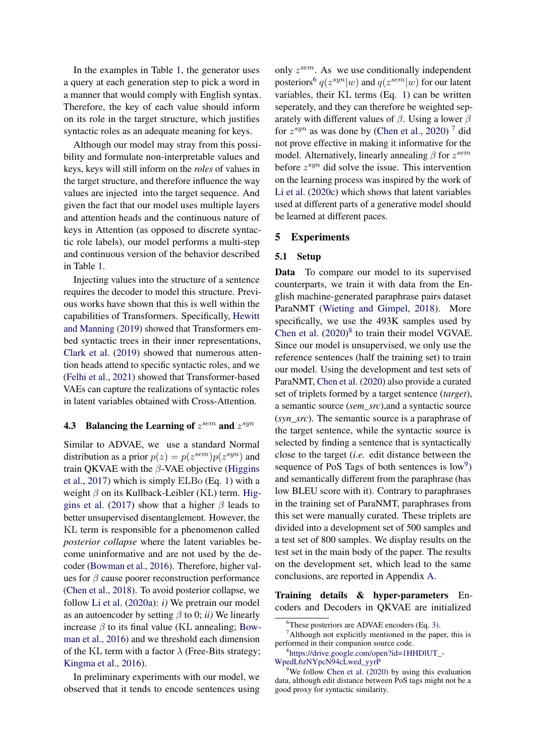In the examples in Table 1, the generator uses a query at each generation step to pick a word in a manner that would comply with English syntax. Therefore, the key of each value should inform on its role in the target structure, which justifies syntactic roles as an adequate meaning for keys.

Although our model may stray from this possibility and formulate non-interpretable values and keys, keys will still inform on the *roles* of values in the target structure, and therefore influence the way values are injected into the target sequence. And given the fact that our model uses multiple layers and attention heads and the continuous nature of keys in Attention (as opposed to discrete syntactic role labels), our model performs a multi-step and continuous version of the behavior described in Table 1.

Injecting values into the structure of a sentence requires the decoder to model this structure. Previous works have shown that this is well within the capabilities of Transformers. Specifically, Hewitt and Manning (2019) showed that Transformers embed syntactic trees in their inner representations, Clark et al. (2019) showed that numerous attention heads attend to specific syntactic roles, and we (Felhi et al., 2021) showed that Transformer-based VAEs can capture the realizations of syntactic roles in latent variables obtained with Cross-Attention.

### 4.3 Balancing the Learning of $z^{sem}$ and $z^{syn}$

Similar to ADVAE, we use a standard Normal distribution as a prior $p(z) = p(z^{sem})p(z^{syn})$ and train QKVAE with the $\beta$-VAE objective (Higgins et al., 2017) which is simply ELBo (Eq. 1) with a weight $\beta$ on its Kullback-Leibler (KL) term. Higgins et al. (2017) show that a higher $\beta$ leads to better unsupervised disentanglement. However, the KL term is responsible for a phenomenon called *posterior collapse* where the latent variables become uninformative and are not used by the decoder (Bowman et al., 2016). Therefore, higher values for $\beta$ cause poorer reconstruction performance (Chen et al., 2018). To avoid posterior collapse, we follow Li et al. (2020a): *i)* We pretrain our model as an autoencoder by setting $\beta$ to 0; *ii)* We linearly increase $\beta$ to its final value (KL annealing; Bowman et al., 2016) and we threshold each dimension of the KL term with a factor $\lambda$ (Free-Bits strategy; Kingma et al., 2016).

In preliminary experiments with our model, we observed that it tends to encode sentences using only $z^{sem}$. As we use conditionally independent posteriors[6] $q(z^{syn}|w)$ and $q(z^{sem}|w)$ for our latent variables, their KL terms (Eq. 1) can be written seperately, and they can therefore be weighted separately with different values of $\beta$. Using a lower $\beta$ for $z^{syn}$ as was done by (Chen et al., 2020) [7] did not prove effective in making it informative for the model. Alternatively, linearly annealing $\beta$ for $z^{sem}$ before $z^{syn}$ did solve the issue. This intervention on the learning process was inspired by the work of Li et al. (2020c) which shows that latent variables used at different parts of a generative model should be learned at different paces.

## 5 Experiments

### 5.1 Setup

**Data** To compare our model to its supervised counterparts, we train it with data from the English machine-generated paraphrase pairs dataset ParaNMT (Wieting and Gimpel, 2018). More specifically, we use the 493K samples used by Chen et al. (2020)[8] to train their model VGVAE. Since our model is unsupervised, we only use the reference sentences (half the training set) to train our model. Using the development and test sets of ParaNMT, Chen et al. (2020) also provide a curated set of triplets formed by a target sentence (*target*), a semantic source (*sem_src*),and a syntactic source (*syn_src*). The semantic source is a paraphrase of the target sentence, while the syntactic source is selected by finding a sentence that is syntactically close to the target (*i.e.* edit distance between the sequence of PoS Tags of both sentences is low[9]) and semantically different from the paraphrase (has low BLEU score with it). Contrary to paraphrases in the training set of ParaNMT, paraphrases from this set were manually curated. These triplets are divided into a development set of 500 samples and a test set of 800 samples. We display results on the test set in the main body of the paper. The results on the development set, which lead to the same conclusions, are reported in Appendix A.

**Training details & hyper-parameters** Encoders and Decoders in QKVAE are initialized

[6] These posteriors are ADVAE encoders (Eq. 3).

[7] Although not explicitly mentioned in the paper, this is performed in their companion source code.

[8] https://drive.google.com/open?id=1HHDlUT_-WpedL6zNYpcN94cLwed_yyrP

[9] We follow Chen et al. (2020) by using this evaluation data, although edit distance between PoS tags might not be a good proxy for syntactic similarity.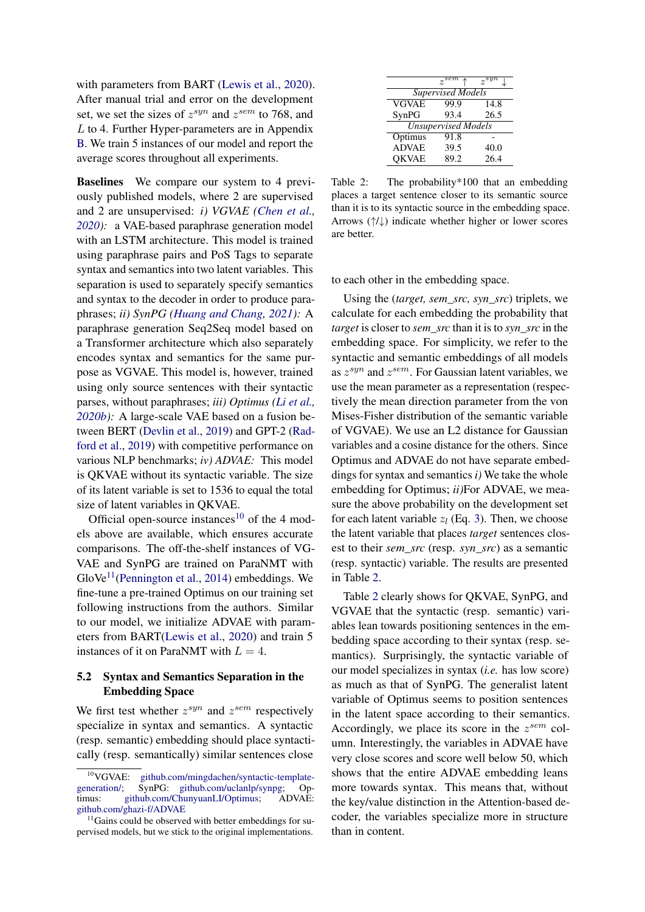with parameters from BART (Lewis et al., 2020). After manual trial and error on the development set, we set the sizes of $z^{syn}$ and $z^{sem}$ to 768, and $L$ to 4. Further Hyper-parameters are in Appendix B. We train 5 instances of our model and report the average scores throughout all experiments.

**Baselines** We compare our system to 4 previously published models, where 2 are supervised and 2 are unsupervised: *i) VGVAE (Chen et al., 2020):* a VAE-based paraphrase generation model with an LSTM architecture. This model is trained using paraphrase pairs and PoS Tags to separate syntax and semantics into two latent variables. This separation is used to separately specify semantics and syntax to the decoder in order to produce paraphrases; *ii) SynPG (Huang and Chang, 2021):* A paraphrase generation Seq2Seq model based on a Transformer architecture which also separately encodes syntax and semantics for the same purpose as VGVAE. This model is, however, trained using only source sentences with their syntactic parses, without paraphrases; *iii) Optimus (Li et al., 2020b):* A large-scale VAE based on a fusion between BERT (Devlin et al., 2019) and GPT-2 (Radford et al., 2019) with competitive performance on various NLP benchmarks; *iv) ADVAE:* This model is QKVAE without its syntactic variable. The size of its latent variable is set to 1536 to equal the total size of latent variables in QKVAE.

Official open-source instances[10] of the 4 models above are available, which ensures accurate comparisons. The off-the-shelf instances of VGVAE and SynPG are trained on ParaNMT with GloVe[11](Pennington et al., 2014) embeddings. We fine-tune a pre-trained Optimus on our training set following instructions from the authors. Similar to our model, we initialize ADVAE with parameters from BART(Lewis et al., 2020) and train 5 instances of it on ParaNMT with $L = 4$.

## 5.2 Syntax and Semantics Separation in the Embedding Space

We first test whether $z^{syn}$ and $z^{sem}$ respectively specialize in syntax and semantics. A syntactic (resp. semantic) embedding should place syntactically (resp. semantically) similar sentences close to each other in the embedding space.

|  | $z^{sem}$ ↑ | $z^{syn}$ ↓ |
|---|---|---|
| *Supervised Models* | | |
| VGVAE | 99.9 | 14.8 |
| SynPG | 93.4 | 26.5 |
| *Unsupervised Models* | | |
| Optimus | 91.8 | - |
| ADVAE | 39.5 | 40.0 |
| QKVAE | 89.2 | 26.4 |

Table 2: The probability*100 that an embedding places a target sentence closer to its semantic source than it is to its syntactic source in the embedding space. Arrows (↑/↓) indicate whether higher or lower scores are better.

Using the (*target, sem_src, syn_src*) triplets, we calculate for each embedding the probability that *target* is closer to *sem_src* than it is to *syn_src* in the embedding space. For simplicity, we refer to the syntactic and semantic embeddings of all models as $z^{syn}$ and $z^{sem}$. For Gaussian latent variables, we use the mean parameter as a representation (respectively the mean direction parameter from the von Mises-Fisher distribution of the semantic variable of VGVAE). We use an L2 distance for Gaussian variables and a cosine distance for the others. Since Optimus and ADVAE do not have separate embeddings for syntax and semantics *i)* We take the whole embedding for Optimus; *ii)*For ADVAE, we measure the above probability on the development set for each latent variable $z_l$ (Eq. 3). Then, we choose the latent variable that places *target* sentences closest to their *sem_src* (resp. *syn_src*) as a semantic (resp. syntactic) variable. The results are presented in Table 2.

Table 2 clearly shows for QKVAE, SynPG, and VGVAE that the syntactic (resp. semantic) variables lean towards positioning sentences in the embedding space according to their syntax (resp. semantics). Surprisingly, the syntactic variable of our model specializes in syntax (*i.e.* has low score) as much as that of SynPG. The generalist latent variable of Optimus seems to position sentences in the latent space according to their semantics. Accordingly, we place its score in the $z^{sem}$ column. Interestingly, the variables in ADVAE have very close scores and score well below 50, which shows that the entire ADVAE embedding leans more towards syntax. This means that, without the key/value distinction in the Attention-based decoder, the variables specialize more in structure than in content.

[10] VGVAE: github.com/mingdachen/syntactic-template-generation/; SynPG: github.com/uclanlp/synpg; Optimus: github.com/ChunyuanLI/Optimus; ADVAE: github.com/ghazi-f/ADVAE

[11] Gains could be observed with better embeddings for supervised models, but we stick to the original implementations.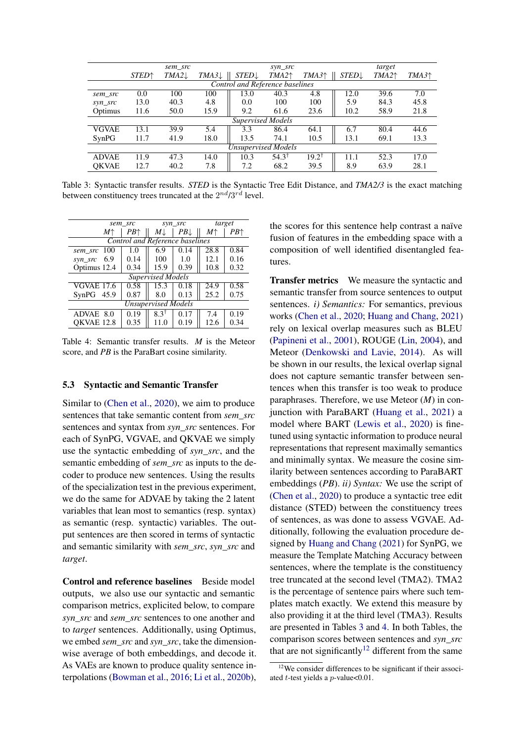| | sem_src | | | syn_src | | | target | | |
|---|---|---|---|---|---|---|---|---|---|
| | *STED*↑ | *TMA2*↓ | *TMA3*↓ | *STED*↓ | *TMA2*↑ | *TMA3*↑ | *STED*↓ | *TMA2*↑ | *TMA3*↑ |
| *Control and Reference baselines* | | | | | | | | | |
| *sem_src* | 0.0 | 100 | 100 | 13.0 | 40.3 | 4.8 | 12.0 | 39.6 | 7.0 |
| *syn_src* | 13.0 | 40.3 | 4.8 | 0.0 | 100 | 100 | 5.9 | 84.3 | 45.8 |
| Optimus | 11.6 | 50.0 | 15.9 | 9.2 | 61.6 | 23.6 | 10.2 | 58.9 | 21.8 |
| *Supervised Models* | | | | | | | | | |
| VGVAE | 13.1 | 39.9 | 5.4 | 3.3 | 86.4 | 64.1 | 6.7 | 80.4 | 44.6 |
| SynPG | 11.7 | 41.9 | 18.0 | 13.5 | 74.1 | 10.5 | 13.1 | 69.1 | 13.3 |
| *Unsupervised Models* | | | | | | | | | |
| ADVAE | 11.9 | 47.3 | 14.0 | 10.3 | 54.3[†] | 19.2[†] | 11.1 | 52.3 | 17.0 |
| QKVAE | 12.7 | 40.2 | 7.8 | 7.2 | 68.2 | 39.5 | 8.9 | 63.9 | 28.1 |

Table 3: Syntactic transfer results. *STED* is the Syntactic Tree Edit Distance, and *TMA2/3* is the exact matching between constituency trees truncated at the $2^{nd}/3^{rd}$ level.

| | sem_src | | syn_src | | target | |
|---|---|---|---|---|---|---|
| | *M*↑ | *PB*↑ | *M*↓ | *PB*↓ | *M*↑ | *PB*↑ |
| *Control and Reference baselines* | | | | | | |
| *sem_src* | 100 | 1.0 | 6.9 | 0.14 | 28.8 | 0.84 |
| *syn_src* | 6.9 | 0.14 | 100 | 1.0 | 12.1 | 0.16 |
| Optimus | 12.4 | 0.34 | 15.9 | 0.39 | 10.8 | 0.32 |
| *Supervised Models* | | | | | | |
| VGVAE | 17.6 | 0.58 | 15.3 | 0.18 | 24.9 | 0.58 |
| SynPG | 45.9 | 0.87 | 8.0 | 0.13 | 25.2 | 0.75 |
| *Unsupervised Models* | | | | | | |
| ADVAE | 8.0 | 0.19 | 8.3[†] | 0.17 | 7.4 | 0.19 |
| QKVAE | 12.8 | 0.35 | 11.0 | 0.19 | 12.6 | 0.34 |

Table 4: Semantic transfer results. *M* is the Meteor score, and *PB* is the ParaBart cosine similarity.

### 5.3 Syntactic and Semantic Transfer

Similar to (Chen et al., 2020), we aim to produce sentences that take semantic content from *sem_src* sentences and syntax from *syn_src* sentences. For each of SynPG, VGVAE, and QKVAE we simply use the syntactic embedding of *syn_src*, and the semantic embedding of *sem_src* as inputs to the decoder to produce new sentences. Using the results of the specialization test in the previous experiment, we do the same for ADVAE by taking the 2 latent variables that lean most to semantics (resp. syntax) as semantic (resp. syntactic) variables. The output sentences are then scored in terms of syntactic and semantic similarity with *sem_src*, *syn_src* and *target*.

**Control and reference baselines** Beside model outputs, we also use our syntactic and semantic comparison metrics, explicited below, to compare *syn_src* and *sem_src* sentences to one another and to *target* sentences. Additionally, using Optimus, we embed *sem_src* and *syn_src*, take the dimension-wise average of both embeddings, and decode it. As VAEs are known to produce quality sentence interpolations (Bowman et al., 2016; Li et al., 2020b), the scores for this sentence help contrast a naïve fusion of features in the embedding space with a composition of well identified disentangled features.

**Transfer metrics** We measure the syntactic and semantic transfer from source sentences to output sentences. *i) Semantics:* For semantics, previous works (Chen et al., 2020; Huang and Chang, 2021) rely on lexical overlap measures such as BLEU (Papineni et al., 2001), ROUGE (Lin, 2004), and Meteor (Denkowski and Lavie, 2014). As will be shown in our results, the lexical overlap signal does not capture semantic transfer between sentences when this transfer is too weak to produce paraphrases. Therefore, we use Meteor (*M*) in conjunction with ParaBART (Huang et al., 2021) a model where BART (Lewis et al., 2020) is fine-tuned using syntactic information to produce neural representations that represent maximally semantics and minimally syntax. We measure the cosine similarity between sentences according to ParaBART embeddings (*PB*). *ii) Syntax:* We use the script of (Chen et al., 2020) to produce a syntactic tree edit distance (STED) between the constituency trees of sentences, as was done to assess VGVAE. Additionally, following the evaluation procedure designed by Huang and Chang (2021) for SynPG, we measure the Template Matching Accuracy between sentences, where the template is the constituency tree truncated at the second level (TMA2). TMA2 is the percentage of sentence pairs where such templates match exactly. We extend this measure by also providing it at the third level (TMA3). Results are presented in Tables 3 and 4. In both Tables, the comparison scores between sentences and *syn_src* that are not significantly[12] different from the same

[12] We consider differences to be significant if their associated $t$-test yields a $p$-value<0.01.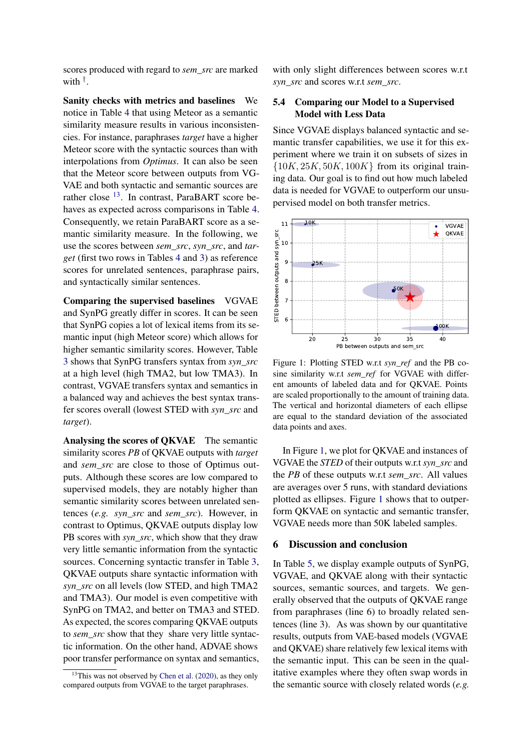scores produced with regard to *sem_src* are marked with †.

**Sanity checks with metrics and baselines** We notice in Table 4 that using Meteor as a semantic similarity measure results in various inconsistencies. For instance, paraphrases *target* have a higher Meteor score with the syntactic sources than with interpolations from *Optimus*. It can also be seen that the Meteor score between outputs from VGVAE and both syntactic and semantic sources are rather close [13]. In contrast, ParaBART score behaves as expected across comparisons in Table 4. Consequently, we retain ParaBART score as a semantic similarity measure. In the following, we use the scores between *sem_src*, *syn_src*, and *target* (first two rows in Tables 4 and 3) as reference scores for unrelated sentences, paraphrase pairs, and syntactically similar sentences.

**Comparing the supervised baselines** VGVAE and SynPG greatly differ in scores. It can be seen that SynPG copies a lot of lexical items from its semantic input (high Meteor score) which allows for higher semantic similarity scores. However, Table 3 shows that SynPG transfers syntax from *syn_src* at a high level (high TMA2, but low TMA3). In contrast, VGVAE transfers syntax and semantics in a balanced way and achieves the best syntax transfer scores overall (lowest STED with *syn_src* and *target*).

**Analysing the scores of QKVAE** The semantic similarity scores *PB* of QKVAE outputs with *target* and *sem_src* are close to those of Optimus outputs. Although these scores are low compared to supervised models, they are notably higher than semantic similarity scores between unrelated sentences (*e.g.* *syn_src* and *sem_src*). However, in contrast to Optimus, QKVAE outputs display low PB scores with *syn_src*, which show that they draw very little semantic information from the syntactic sources. Concerning syntactic transfer in Table 3, QKVAE outputs share syntactic information with *syn_src* on all levels (low STED, and high TMA2 and TMA3). Our model is even competitive with SynPG on TMA2, and better on TMA3 and STED. As expected, the scores comparing QKVAE outputs to *sem_src* show that they share very little syntactic information. On the other hand, ADVAE shows poor transfer performance on syntax and semantics, with only slight differences between scores w.r.t *syn_src* and scores w.r.t *sem_src*.

[13] This was not observed by Chen et al. (2020), as they only compared outputs from VGVAE to the target paraphrases.

## 5.4 Comparing our Model to a Supervised Model with Less Data

Since VGVAE displays balanced syntactic and semantic transfer capabilities, we use it for this experiment where we train it on subsets of sizes in $\{10K, 25K, 50K, 100K\}$ from its original training data. Our goal is to find out how much labeled data is needed for VGVAE to outperform our unsupervised model on both transfer metrics.

Figure 1: Plotting STED w.r.t *syn_ref* and the PB cosine similarity w.r.t *sem_ref* for VGVAE with different amounts of labeled data and for QKVAE. Points are scaled proportionally to the amount of training data. The vertical and horizontal diameters of each ellipse are equal to the standard deviation of the associated data points and axes.

In Figure 1, we plot for QKVAE and instances of VGVAE the *STED* of their outputs w.r.t *syn_src* and the *PB* of these outputs w.r.t *sem_src*. All values are averages over 5 runs, with standard deviations plotted as ellipses. Figure 1 shows that to outperform QKVAE on syntactic and semantic transfer, VGVAE needs more than 50K labeled samples.

# 6 Discussion and conclusion

In Table 5, we display example outputs of SynPG, VGVAE, and QKVAE along with their syntactic sources, semantic sources, and targets. We generally observed that the outputs of QKVAE range from paraphrases (line 6) to broadly related sentences (line 3). As was shown by our quantitative results, outputs from VAE-based models (VGVAE and QKVAE) share relatively few lexical items with the semantic input. This can be seen in the qualitative examples where they often swap words in the semantic source with closely related words (*e.g.*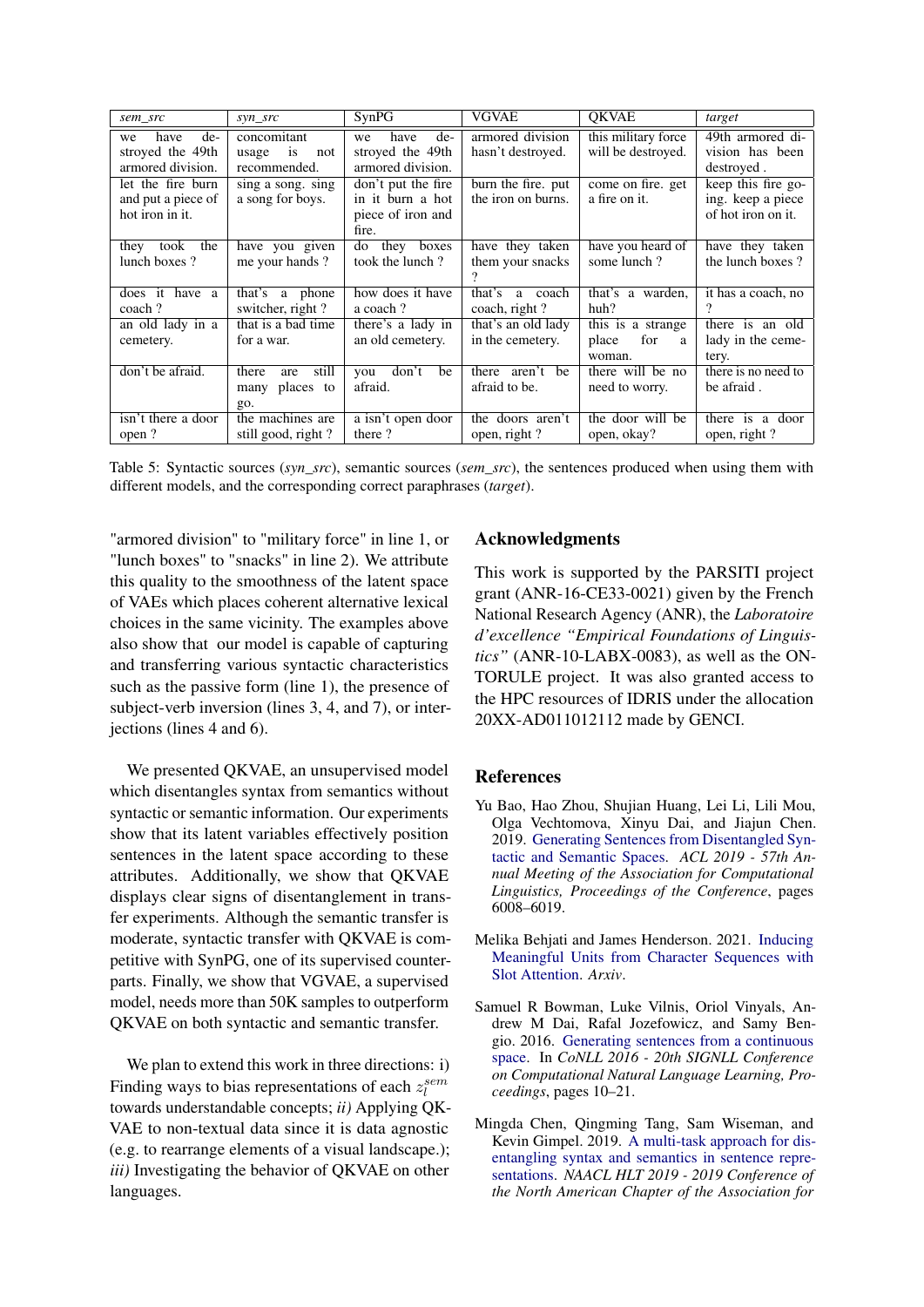| *sem_src* | *syn_src* | SynPG | VGVAE | QKVAE | *target* |
|---|---|---|---|---|---|
| we have destroyed the 49th armored division. | concomitant usage is not recommended. | we have destroyed the 49th armored division. | armored division hasn't destroyed. | this military force will be destroyed. | 49th armored division has been destroyed . |
| let the fire burn and put a piece of hot iron in it. | sing a song. sing a song for boys. | don't put the fire in it burn a hot piece of iron and fire. | burn the fire. put the iron on burns. | come on fire. get a fire on it. | keep this fire going. keep a piece of hot iron on it. |
| they took the lunch boxes ? | have you given me your hands ? | do they boxes took the lunch ? | have they taken them your snacks ? | have you heard of some lunch ? | have they taken the lunch boxes ? |
| does it have a coach ? | that's a phone switcher, right ? | how does it have a coach ? | that's a coach coach, right ? | that's a warden, huh? | it has a coach, no ? |
| an old lady in a cemetery. | that is a bad time for a war. | there's a lady in an old cemetery. | that's an old lady in the cemetery. | this is a strange place for a woman. | there is an old lady in the cemetery. |
| don't be afraid. | there are still many places to go. | you don't be afraid. | there aren't be afraid to be. | there will be no need to worry. | there is no need to be afraid . |
| isn't there a door open ? | the machines are still good, right ? | a isn't open door there ? | the doors aren't open, right ? | the door will be open, okay? | there is a door open, right ? |

Table 5: Syntactic sources (*syn_src*), semantic sources (*sem_src*), the sentences produced when using them with different models, and the corresponding correct paraphrases (*target*).

"armored division" to "military force" in line 1, or "lunch boxes" to "snacks" in line 2). We attribute this quality to the smoothness of the latent space of VAEs which places coherent alternative lexical choices in the same vicinity. The examples above also show that our model is capable of capturing and transferring various syntactic characteristics such as the passive form (line 1), the presence of subject-verb inversion (lines 3, 4, and 7), or interjections (lines 4 and 6).

We presented QKVAE, an unsupervised model which disentangles syntax from semantics without syntactic or semantic information. Our experiments show that its latent variables effectively position sentences in the latent space according to these attributes. Additionally, we show that QKVAE displays clear signs of disentanglement in transfer experiments. Although the semantic transfer is moderate, syntactic transfer with QKVAE is competitive with SynPG, one of its supervised counterparts. Finally, we show that VGVAE, a supervised model, needs more than 50K samples to outperform QKVAE on both syntactic and semantic transfer.

We plan to extend this work in three directions: i) Finding ways to bias representations of each $z_l^{sem}$ towards understandable concepts; *ii)* Applying QKVAE to non-textual data since it is data agnostic (e.g. to rearrange elements of a visual landscape.); *iii)* Investigating the behavior of QKVAE on other languages.

## Acknowledgments

This work is supported by the PARSITI project grant (ANR-16-CE33-0021) given by the French National Research Agency (ANR), the *Laboratoire d'excellence "Empirical Foundations of Linguistics"* (ANR-10-LABX-0083), as well as the ONTORULE project. It was also granted access to the HPC resources of IDRIS under the allocation 20XX-AD011012112 made by GENCI.

## References

Yu Bao, Hao Zhou, Shujian Huang, Lei Li, Lili Mou, Olga Vechtomova, Xinyu Dai, and Jiajun Chen. 2019. Generating Sentences from Disentangled Syntactic and Semantic Spaces. *ACL 2019 - 57th Annual Meeting of the Association for Computational Linguistics, Proceedings of the Conference*, pages 6008–6019.

Melika Behjati and James Henderson. 2021. Inducing Meaningful Units from Character Sequences with Slot Attention. *Arxiv*.

Samuel R Bowman, Luke Vilnis, Oriol Vinyals, Andrew M Dai, Rafal Jozefowicz, and Samy Bengio. 2016. Generating sentences from a continuous space. In *CoNLL 2016 - 20th SIGNLL Conference on Computational Natural Language Learning, Proceedings*, pages 10–21.

Mingda Chen, Qingming Tang, Sam Wiseman, and Kevin Gimpel. 2019. A multi-task approach for disentangling syntax and semantics in sentence representations. *NAACL HLT 2019 - 2019 Conference of the North American Chapter of the Association for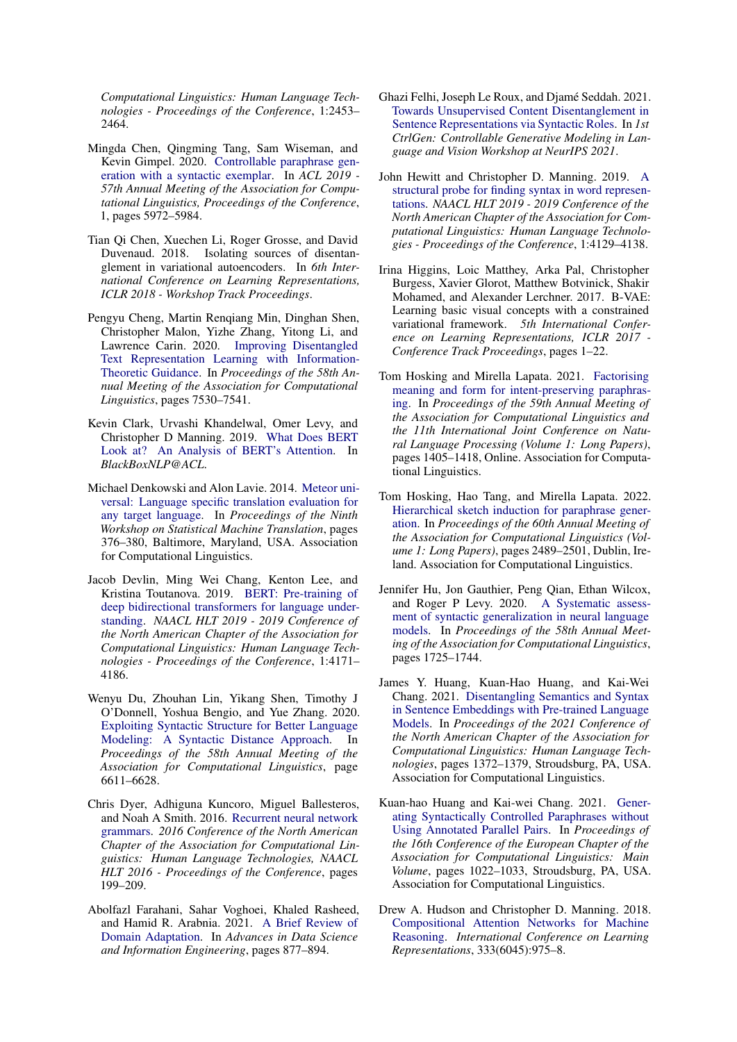*Computational Linguistics: Human Language Technologies - Proceedings of the Conference*, 1:2453–2464.

Mingda Chen, Qingming Tang, Sam Wiseman, and Kevin Gimpel. 2020. Controllable paraphrase generation with a syntactic exemplar. In *ACL 2019 - 57th Annual Meeting of the Association for Computational Linguistics, Proceedings of the Conference*, 1, pages 5972–5984.

Tian Qi Chen, Xuechen Li, Roger Grosse, and David Duvenaud. 2018. Isolating sources of disentanglement in variational autoencoders. In *6th International Conference on Learning Representations, ICLR 2018 - Workshop Track Proceedings*.

Pengyu Cheng, Martin Renqiang Min, Dinghan Shen, Christopher Malon, Yizhe Zhang, Yitong Li, and Lawrence Carin. 2020. Improving Disentangled Text Representation Learning with Information-Theoretic Guidance. In *Proceedings of the 58th Annual Meeting of the Association for Computational Linguistics*, pages 7530–7541.

Kevin Clark, Urvashi Khandelwal, Omer Levy, and Christopher D Manning. 2019. What Does BERT Look at? An Analysis of BERT's Attention. In *BlackBoxNLP@ACL*.

Michael Denkowski and Alon Lavie. 2014. Meteor universal: Language specific translation evaluation for any target language. In *Proceedings of the Ninth Workshop on Statistical Machine Translation*, pages 376–380, Baltimore, Maryland, USA. Association for Computational Linguistics.

Jacob Devlin, Ming Wei Chang, Kenton Lee, and Kristina Toutanova. 2019. BERT: Pre-training of deep bidirectional transformers for language understanding. *NAACL HLT 2019 - 2019 Conference of the North American Chapter of the Association for Computational Linguistics: Human Language Technologies - Proceedings of the Conference*, 1:4171–4186.

Wenyu Du, Zhouhan Lin, Yikang Shen, Timothy J O'Donnell, Yoshua Bengio, and Yue Zhang. 2020. Exploiting Syntactic Structure for Better Language Modeling: A Syntactic Distance Approach. In *Proceedings of the 58th Annual Meeting of the Association for Computational Linguistics*, page 6611–6628.

Chris Dyer, Adhiguna Kuncoro, Miguel Ballesteros, and Noah A Smith. 2016. Recurrent neural network grammars. *2016 Conference of the North American Chapter of the Association for Computational Linguistics: Human Language Technologies, NAACL HLT 2016 - Proceedings of the Conference*, pages 199–209.

Abolfazl Farahani, Sahar Voghoei, Khaled Rasheed, and Hamid R. Arabnia. 2021. A Brief Review of Domain Adaptation. In *Advances in Data Science and Information Engineering*, pages 877–894.

Ghazi Felhi, Joseph Le Roux, and Djamé Seddah. 2021. Towards Unsupervised Content Disentanglement in Sentence Representations via Syntactic Roles. In *1st CtrlGen: Controllable Generative Modeling in Language and Vision Workshop at NeurIPS 2021*.

John Hewitt and Christopher D. Manning. 2019. A structural probe for finding syntax in word representations. *NAACL HLT 2019 - 2019 Conference of the North American Chapter of the Association for Computational Linguistics: Human Language Technologies - Proceedings of the Conference*, 1:4129–4138.

Irina Higgins, Loic Matthey, Arka Pal, Christopher Burgess, Xavier Glorot, Matthew Botvinick, Shakir Mohamed, and Alexander Lerchner. 2017. Β-VAE: Learning basic visual concepts with a constrained variational framework. *5th International Conference on Learning Representations, ICLR 2017 - Conference Track Proceedings*, pages 1–22.

Tom Hosking and Mirella Lapata. 2021. Factorising meaning and form for intent-preserving paraphrasing. In *Proceedings of the 59th Annual Meeting of the Association for Computational Linguistics and the 11th International Joint Conference on Natural Language Processing (Volume 1: Long Papers)*, pages 1405–1418, Online. Association for Computational Linguistics.

Tom Hosking, Hao Tang, and Mirella Lapata. 2022. Hierarchical sketch induction for paraphrase generation. In *Proceedings of the 60th Annual Meeting of the Association for Computational Linguistics (Volume 1: Long Papers)*, pages 2489–2501, Dublin, Ireland. Association for Computational Linguistics.

Jennifer Hu, Jon Gauthier, Peng Qian, Ethan Wilcox, and Roger P Levy. 2020. A Systematic assessment of syntactic generalization in neural language models. In *Proceedings of the 58th Annual Meeting of the Association for Computational Linguistics*, pages 1725–1744.

James Y. Huang, Kuan-Hao Huang, and Kai-Wei Chang. 2021. Disentangling Semantics and Syntax in Sentence Embeddings with Pre-trained Language Models. In *Proceedings of the 2021 Conference of the North American Chapter of the Association for Computational Linguistics: Human Language Technologies*, pages 1372–1379, Stroudsburg, PA, USA. Association for Computational Linguistics.

Kuan-hao Huang and Kai-wei Chang. 2021. Generating Syntactically Controlled Paraphrases without Using Annotated Parallel Pairs. In *Proceedings of the 16th Conference of the European Chapter of the Association for Computational Linguistics: Main Volume*, pages 1022–1033, Stroudsburg, PA, USA. Association for Computational Linguistics.

Drew A. Hudson and Christopher D. Manning. 2018. Compositional Attention Networks for Machine Reasoning. *International Conference on Learning Representations*, 333(6045):975–8.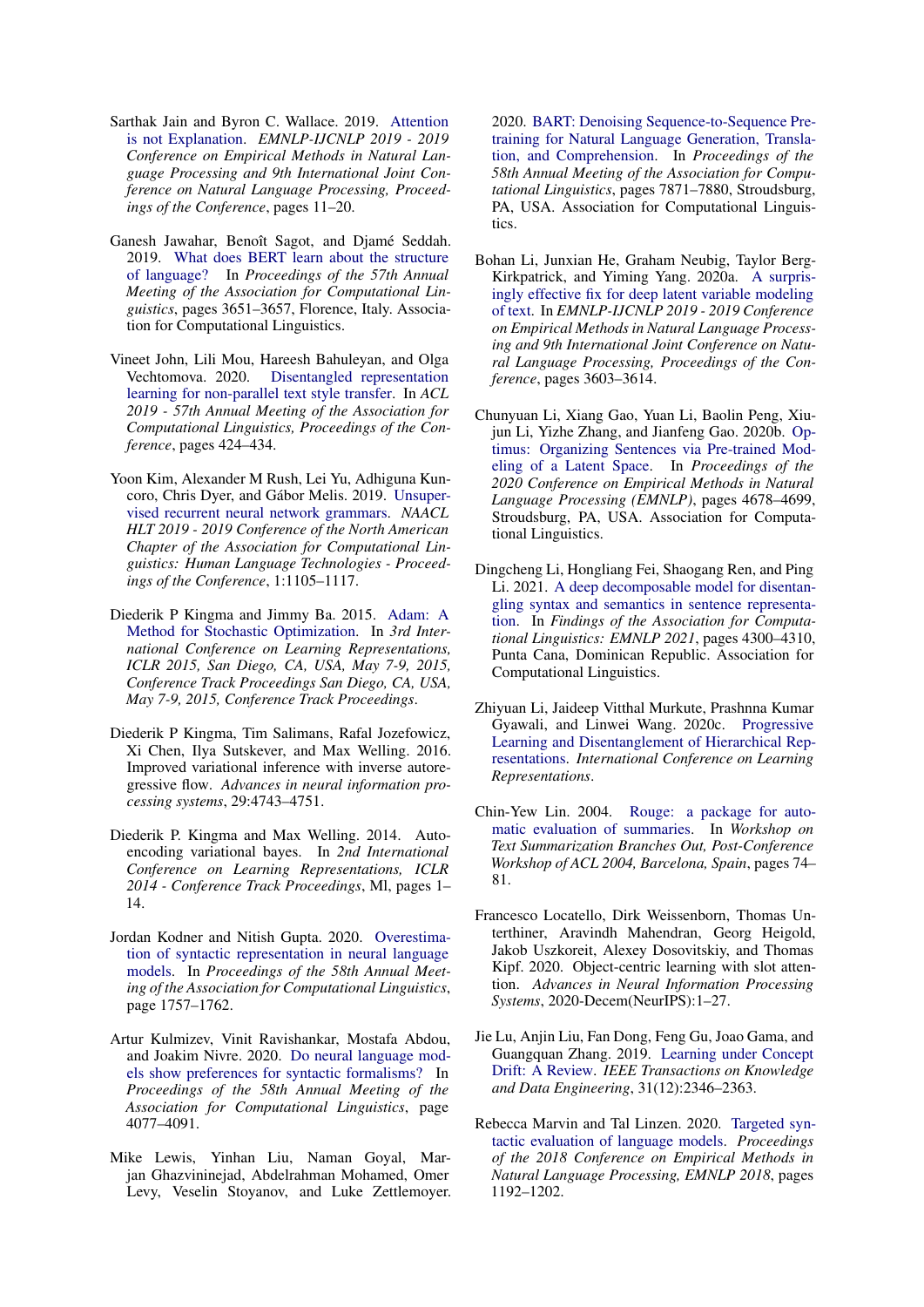Sarthak Jain and Byron C. Wallace. 2019. Attention is not Explanation. *EMNLP-IJCNLP 2019 - 2019 Conference on Empirical Methods in Natural Language Processing and 9th International Joint Conference on Natural Language Processing, Proceedings of the Conference*, pages 11–20.

Ganesh Jawahar, Benoît Sagot, and Djamé Seddah. 2019. What does BERT learn about the structure of language? In *Proceedings of the 57th Annual Meeting of the Association for Computational Linguistics*, pages 3651–3657, Florence, Italy. Association for Computational Linguistics.

Vineet John, Lili Mou, Hareesh Bahuleyan, and Olga Vechtomova. 2020. Disentangled representation learning for non-parallel text style transfer. In *ACL 2019 - 57th Annual Meeting of the Association for Computational Linguistics, Proceedings of the Conference*, pages 424–434.

Yoon Kim, Alexander M Rush, Lei Yu, Adhiguna Kuncoro, Chris Dyer, and Gábor Melis. 2019. Unsupervised recurrent neural network grammars. *NAACL HLT 2019 - 2019 Conference of the North American Chapter of the Association for Computational Linguistics: Human Language Technologies - Proceedings of the Conference*, 1:1105–1117.

Diederik P Kingma and Jimmy Ba. 2015. Adam: A Method for Stochastic Optimization. In *3rd International Conference on Learning Representations, ICLR 2015, San Diego, CA, USA, May 7-9, 2015, Conference Track Proceedings San Diego, CA, USA, May 7-9, 2015, Conference Track Proceedings*.

Diederik P Kingma, Tim Salimans, Rafal Jozefowicz, Xi Chen, Ilya Sutskever, and Max Welling. 2016. Improved variational inference with inverse autoregressive flow. *Advances in neural information processing systems*, 29:4743–4751.

Diederik P. Kingma and Max Welling. 2014. Autoencoding variational bayes. In *2nd International Conference on Learning Representations, ICLR 2014 - Conference Track Proceedings*, Ml, pages 1–14.

Jordan Kodner and Nitish Gupta. 2020. Overestimation of syntactic representation in neural language models. In *Proceedings of the 58th Annual Meeting of the Association for Computational Linguistics*, page 1757–1762.

Artur Kulmizev, Vinit Ravishankar, Mostafa Abdou, and Joakim Nivre. 2020. Do neural language models show preferences for syntactic formalisms? In *Proceedings of the 58th Annual Meeting of the Association for Computational Linguistics*, page 4077–4091.

Mike Lewis, Yinhan Liu, Naman Goyal, Marjan Ghazvininejad, Abdelrahman Mohamed, Omer Levy, Veselin Stoyanov, and Luke Zettlemoyer. 2020. BART: Denoising Sequence-to-Sequence Pre-training for Natural Language Generation, Translation, and Comprehension. In *Proceedings of the 58th Annual Meeting of the Association for Computational Linguistics*, pages 7871–7880, Stroudsburg, PA, USA. Association for Computational Linguistics.

Bohan Li, Junxian He, Graham Neubig, Taylor Berg-Kirkpatrick, and Yiming Yang. 2020a. A surprisingly effective fix for deep latent variable modeling of text. In *EMNLP-IJCNLP 2019 - 2019 Conference on Empirical Methods in Natural Language Processing and 9th International Joint Conference on Natural Language Processing, Proceedings of the Conference*, pages 3603–3614.

Chunyuan Li, Xiang Gao, Yuan Li, Baolin Peng, Xiujun Li, Yizhe Zhang, and Jianfeng Gao. 2020b. Optimus: Organizing Sentences via Pre-trained Modeling of a Latent Space. In *Proceedings of the 2020 Conference on Empirical Methods in Natural Language Processing (EMNLP)*, pages 4678–4699, Stroudsburg, PA, USA. Association for Computational Linguistics.

Dingcheng Li, Hongliang Fei, Shaogang Ren, and Ping Li. 2021. A deep decomposable model for disentangling syntax and semantics in sentence representation. In *Findings of the Association for Computational Linguistics: EMNLP 2021*, pages 4300–4310, Punta Cana, Dominican Republic. Association for Computational Linguistics.

Zhiyuan Li, Jaideep Vitthal Murkute, Prashnna Kumar Gyawali, and Linwei Wang. 2020c. Progressive Learning and Disentanglement of Hierarchical Representations. *International Conference on Learning Representations*.

Chin-Yew Lin. 2004. Rouge: a package for automatic evaluation of summaries. In *Workshop on Text Summarization Branches Out, Post-Conference Workshop of ACL 2004, Barcelona, Spain*, pages 74–81.

Francesco Locatello, Dirk Weissenborn, Thomas Unterthiner, Aravindh Mahendran, Georg Heigold, Jakob Uszkoreit, Alexey Dosovitskiy, and Thomas Kipf. 2020. Object-centric learning with slot attention. *Advances in Neural Information Processing Systems*, 2020-Decem(NeurIPS):1–27.

Jie Lu, Anjin Liu, Fan Dong, Feng Gu, Joao Gama, and Guangquan Zhang. 2019. Learning under Concept Drift: A Review. *IEEE Transactions on Knowledge and Data Engineering*, 31(12):2346–2363.

Rebecca Marvin and Tal Linzen. 2020. Targeted syntactic evaluation of language models. *Proceedings of the 2018 Conference on Empirical Methods in Natural Language Processing, EMNLP 2018*, pages 1192–1202.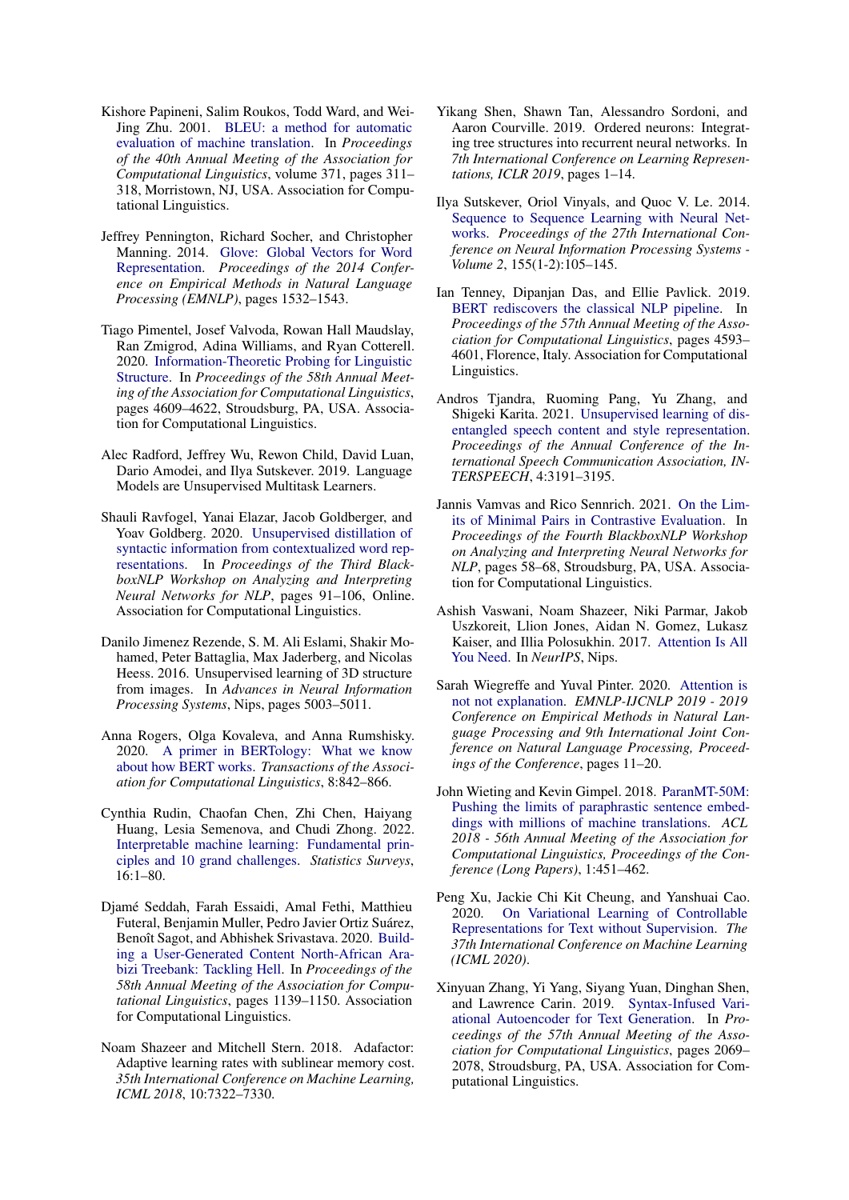Kishore Papineni, Salim Roukos, Todd Ward, and Wei-Jing Zhu. 2001. BLEU: a method for automatic evaluation of machine translation. In *Proceedings of the 40th Annual Meeting of the Association for Computational Linguistics*, volume 371, pages 311–318, Morristown, NJ, USA. Association for Computational Linguistics.

Jeffrey Pennington, Richard Socher, and Christopher Manning. 2014. Glove: Global Vectors for Word Representation. *Proceedings of the 2014 Conference on Empirical Methods in Natural Language Processing (EMNLP)*, pages 1532–1543.

Tiago Pimentel, Josef Valvoda, Rowan Hall Maudslay, Ran Zmigrod, Adina Williams, and Ryan Cotterell. 2020. Information-Theoretic Probing for Linguistic Structure. In *Proceedings of the 58th Annual Meeting of the Association for Computational Linguistics*, pages 4609–4622, Stroudsburg, PA, USA. Association for Computational Linguistics.

Alec Radford, Jeffrey Wu, Rewon Child, David Luan, Dario Amodei, and Ilya Sutskever. 2019. Language Models are Unsupervised Multitask Learners.

Shauli Ravfogel, Yanai Elazar, Jacob Goldberger, and Yoav Goldberg. 2020. Unsupervised distillation of syntactic information from contextualized word representations. In *Proceedings of the Third BlackboxNLP Workshop on Analyzing and Interpreting Neural Networks for NLP*, pages 91–106, Online. Association for Computational Linguistics.

Danilo Jimenez Rezende, S. M. Ali Eslami, Shakir Mohamed, Peter Battaglia, Max Jaderberg, and Nicolas Heess. 2016. Unsupervised learning of 3D structure from images. In *Advances in Neural Information Processing Systems*, Nips, pages 5003–5011.

Anna Rogers, Olga Kovaleva, and Anna Rumshisky. 2020. A primer in BERTology: What we know about how BERT works. *Transactions of the Association for Computational Linguistics*, 8:842–866.

Cynthia Rudin, Chaofan Chen, Zhi Chen, Haiyang Huang, Lesia Semenova, and Chudi Zhong. 2022. Interpretable machine learning: Fundamental principles and 10 grand challenges. *Statistics Surveys*, 16:1–80.

Djamé Seddah, Farah Essaidi, Amal Fethi, Matthieu Futeral, Benjamin Muller, Pedro Javier Ortiz Suárez, Benoît Sagot, and Abhishek Srivastava. 2020. Building a User-Generated Content North-African Arabizi Treebank: Tackling Hell. In *Proceedings of the 58th Annual Meeting of the Association for Computational Linguistics*, pages 1139–1150. Association for Computational Linguistics.

Noam Shazeer and Mitchell Stern. 2018. Adafactor: Adaptive learning rates with sublinear memory cost. *35th International Conference on Machine Learning, ICML 2018*, 10:7322–7330.

Yikang Shen, Shawn Tan, Alessandro Sordoni, and Aaron Courville. 2019. Ordered neurons: Integrating tree structures into recurrent neural networks. In *7th International Conference on Learning Representations, ICLR 2019*, pages 1–14.

Ilya Sutskever, Oriol Vinyals, and Quoc V. Le. 2014. Sequence to Sequence Learning with Neural Networks. *Proceedings of the 27th International Conference on Neural Information Processing Systems - Volume 2*, 155(1-2):105–145.

Ian Tenney, Dipanjan Das, and Ellie Pavlick. 2019. BERT rediscovers the classical NLP pipeline. In *Proceedings of the 57th Annual Meeting of the Association for Computational Linguistics*, pages 4593–4601, Florence, Italy. Association for Computational Linguistics.

Andros Tjandra, Ruoming Pang, Yu Zhang, and Shigeki Karita. 2021. Unsupervised learning of disentangled speech content and style representation. *Proceedings of the Annual Conference of the International Speech Communication Association, INTERSPEECH*, 4:3191–3195.

Jannis Vamvas and Rico Sennrich. 2021. On the Limits of Minimal Pairs in Contrastive Evaluation. In *Proceedings of the Fourth BlackboxNLP Workshop on Analyzing and Interpreting Neural Networks for NLP*, pages 58–68, Stroudsburg, PA, USA. Association for Computational Linguistics.

Ashish Vaswani, Noam Shazeer, Niki Parmar, Jakob Uszkoreit, Llion Jones, Aidan N. Gomez, Lukasz Kaiser, and Illia Polosukhin. 2017. Attention Is All You Need. In *NeurIPS*, Nips.

Sarah Wiegreffe and Yuval Pinter. 2020. Attention is not not explanation. *EMNLP-IJCNLP 2019 - 2019 Conference on Empirical Methods in Natural Language Processing and 9th International Joint Conference on Natural Language Processing, Proceedings of the Conference*, pages 11–20.

John Wieting and Kevin Gimpel. 2018. ParaNMT-50M: Pushing the limits of paraphrastic sentence embeddings with millions of machine translations. *ACL 2018 - 56th Annual Meeting of the Association for Computational Linguistics, Proceedings of the Conference (Long Papers)*, 1:451–462.

Peng Xu, Jackie Chi Kit Cheung, and Yanshuai Cao. 2020. On Variational Learning of Controllable Representations for Text without Supervision. *The 37th International Conference on Machine Learning (ICML 2020)*.

Xinyuan Zhang, Yi Yang, Siyang Yuan, Dinghan Shen, and Lawrence Carin. 2019. Syntax-Infused Variational Autoencoder for Text Generation. In *Proceedings of the 57th Annual Meeting of the Association for Computational Linguistics*, pages 2069–2078, Stroudsburg, PA, USA. Association for Computational Linguistics.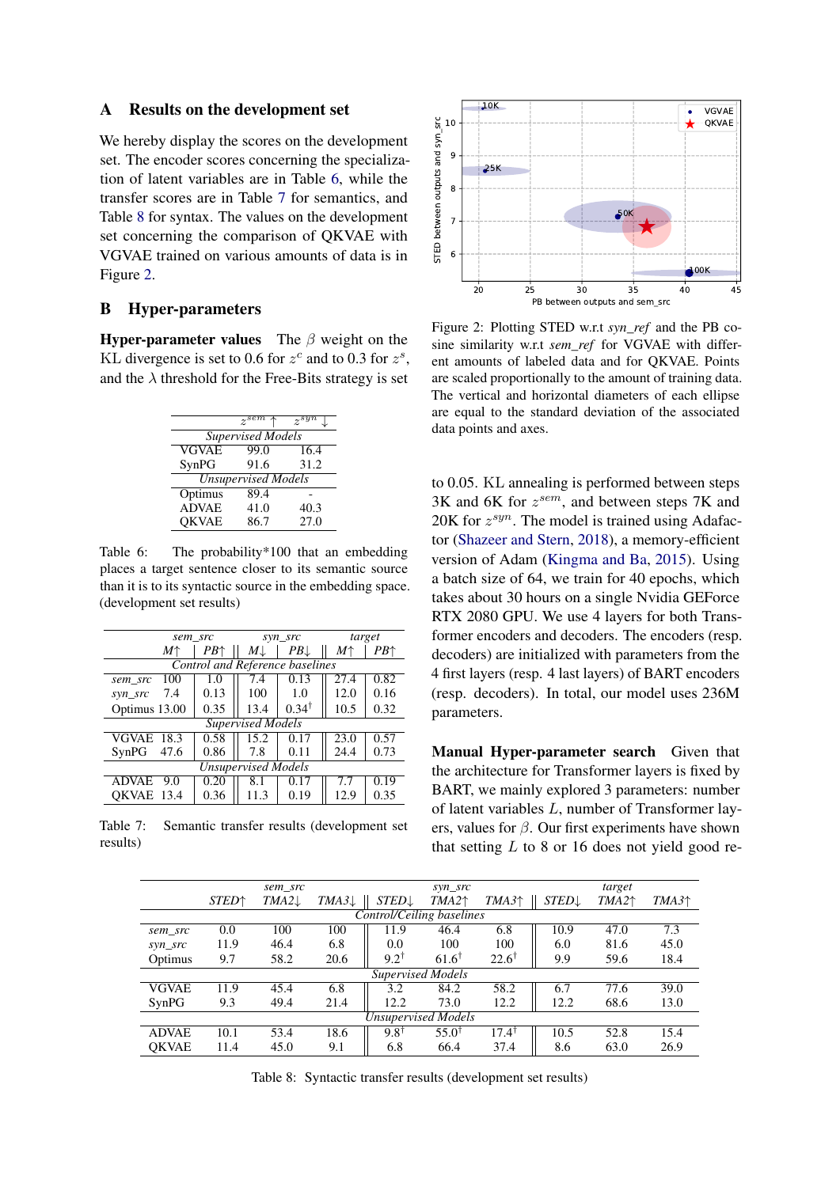## A Results on the development set

We hereby display the scores on the development set. The encoder scores concerning the specialization of latent variables are in Table 6, while the transfer scores are in Table 7 for semantics, and Table 8 for syntax. The values on the development set concerning the comparison of QKVAE with VGVAE trained on various amounts of data is in Figure 2.

## B Hyper-parameters

**Hyper-parameter values** The $\beta$ weight on the KL divergence is set to 0.6 for $z^c$ and to 0.3 for $z^s$, and the $\lambda$ threshold for the Free-Bits strategy is set to 0.05. KL annealing is performed between steps 3K and 6K for $z^{sem}$, and between steps 7K and 20K for $z^{syn}$. The model is trained using Adafactor (Shazeer and Stern, 2018), a memory-efficient version of Adam (Kingma and Ba, 2015). Using a batch size of 64, we train for 40 epochs, which takes about 30 hours on a single Nvidia GEForce RTX 2080 GPU. We use 4 layers for both Transformer encoders and decoders. The encoders (resp. decoders) are initialized with parameters from the 4 first layers (resp. 4 last layers) of BART encoders (resp. decoders). In total, our model uses 236M parameters.

|  | $z^{sem}$ ↑ | $z^{syn}$ ↓ |
|---|---|---|
| *Supervised Models* | | |
| VGVAE | 99.0 | 16.4 |
| SynPG | 91.6 | 31.2 |
| *Unsupervised Models* | | |
| Optimus | 89.4 | - |
| ADVAE | 41.0 | 40.3 |
| QKVAE | 86.7 | 27.0 |

Table 6: The probability*100 that an embedding places a target sentence closer to its semantic source than it is to its syntactic source in the embedding space. (development set results)

|  | *sem_src* | | *syn_src* | | *target* | |
|---|---|---|---|---|---|---|
|  | *M*↑ | *PB*↑ | *M*↓ | *PB*↓ | *M*↑ | *PB*↑ |
| *Control and Reference baselines* | | | | | | |
| *sem_src* | 100 | 1.0 | 7.4 | 0.13 | 27.4 | 0.82 |
| *syn_src* | 7.4 | 0.13 | 100 | 1.0 | 12.0 | 0.16 |
| Optimus | 13.00 | 0.35 | 13.4 | 0.34† | 10.5 | 0.32 |
| *Supervised Models* | | | | | | |
| VGVAE | 18.3 | 0.58 | 15.2 | 0.17 | 23.0 | 0.57 |
| SynPG | 47.6 | 0.86 | 7.8 | 0.11 | 24.4 | 0.73 |
| *Unsupervised Models* | | | | | | |
| ADVAE | 9.0 | 0.20 | 8.1 | 0.17 | 7.7 | 0.19 |
| QKVAE | 13.4 | 0.36 | 11.3 | 0.19 | 12.9 | 0.35 |

Table 7: Semantic transfer results (development set results)

Figure 2: Plotting STED w.r.t *syn_ref* and the PB cosine similarity w.r.t *sem_ref* for VGVAE with different amounts of labeled data and for QKVAE. Points are scaled proportionally to the amount of training data. The vertical and horizontal diameters of each ellipse are equal to the standard deviation of the associated data points and axes.

**Manual Hyper-parameter search** Given that the architecture for Transformer layers is fixed by BART, we mainly explored 3 parameters: number of latent variables $L$, number of Transformer layers, values for $\beta$. Our first experiments have shown that setting $L$ to 8 or 16 does not yield good re-

|  | *sem_src* | | | *syn_src* | | | *target* | | |
|---|---|---|---|---|---|---|---|---|---|
|  | *STED*↑ | *TMA2*↓ | *TMA3*↓ | *STED*↓ | *TMA2*↑ | *TMA3*↑ | *STED*↓ | *TMA2*↑ | *TMA3*↑ |
| *Control/Ceiling baselines* | | | | | | | | | |
| *sem_src* | 0.0 | 100 | 100 | 11.9 | 46.4 | 6.8 | 10.9 | 47.0 | 7.3 |
| *syn_src* | 11.9 | 46.4 | 6.8 | 0.0 | 100 | 100 | 6.0 | 81.6 | 45.0 |
| Optimus | 9.7 | 58.2 | 20.6 | 9.2† | 61.6† | 22.6† | 9.9 | 59.6 | 18.4 |
| *Supervised Models* | | | | | | | | | |
| VGVAE | 11.9 | 45.4 | 6.8 | 3.2 | 84.2 | 58.2 | 6.7 | 77.6 | 39.0 |
| SynPG | 9.3 | 49.4 | 21.4 | 12.2 | 73.0 | 12.2 | 12.2 | 68.6 | 13.0 |
| *Unsupervised Models* | | | | | | | | | |
| ADVAE | 10.1 | 53.4 | 18.6 | 9.8† | 55.0† | 17.4† | 10.5 | 52.8 | 15.4 |
| QKVAE | 11.4 | 45.0 | 9.1 | 6.8 | 66.4 | 37.4 | 8.6 | 63.0 | 26.9 |

Table 8: Syntactic transfer results (development set results)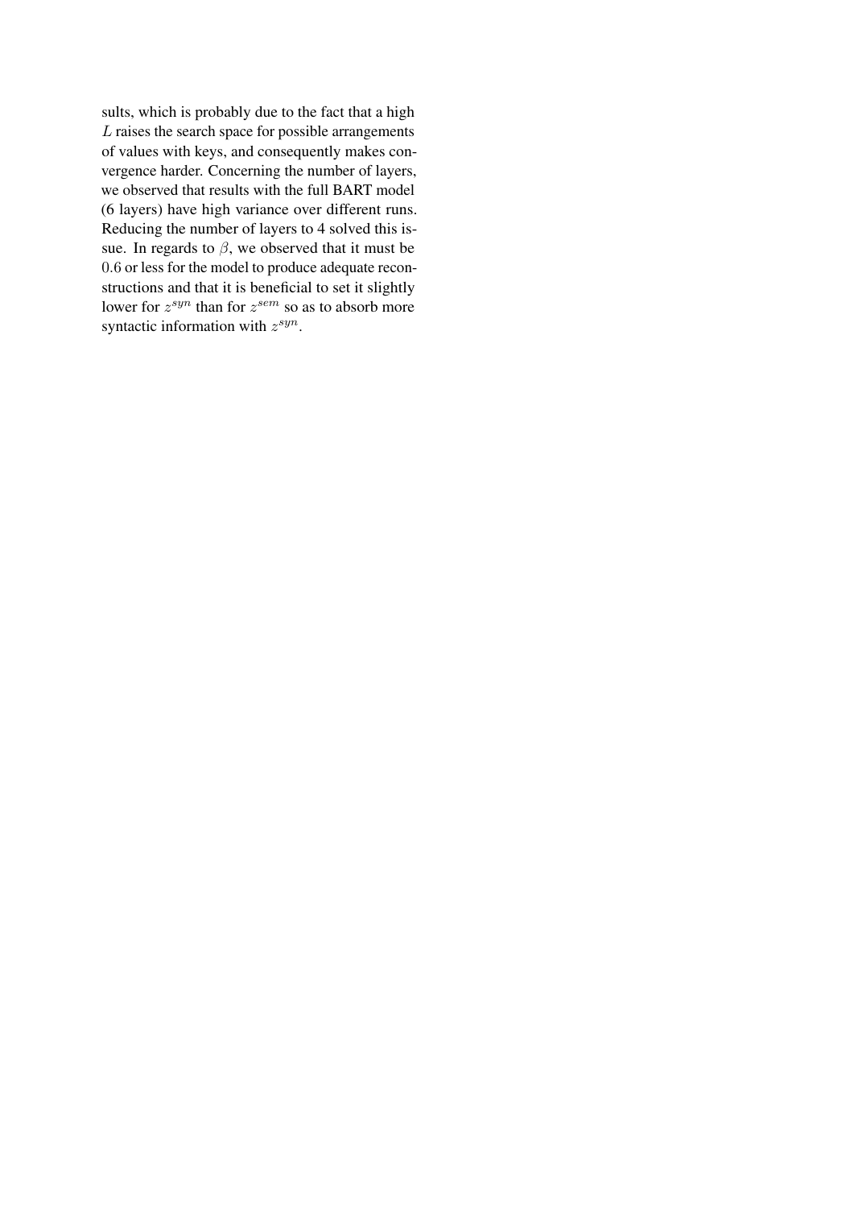sults, which is probably due to the fact that a high $L$ raises the search space for possible arrangements of values with keys, and consequently makes convergence harder. Concerning the number of layers, we observed that results with the full BART model (6 layers) have high variance over different runs. Reducing the number of layers to 4 solved this issue. In regards to $\beta$, we observed that it must be $0.6$ or less for the model to produce adequate reconstructions and that it is beneficial to set it slightly lower for $z^{syn}$ than for $z^{sem}$ so as to absorb more syntactic information with $z^{syn}$.